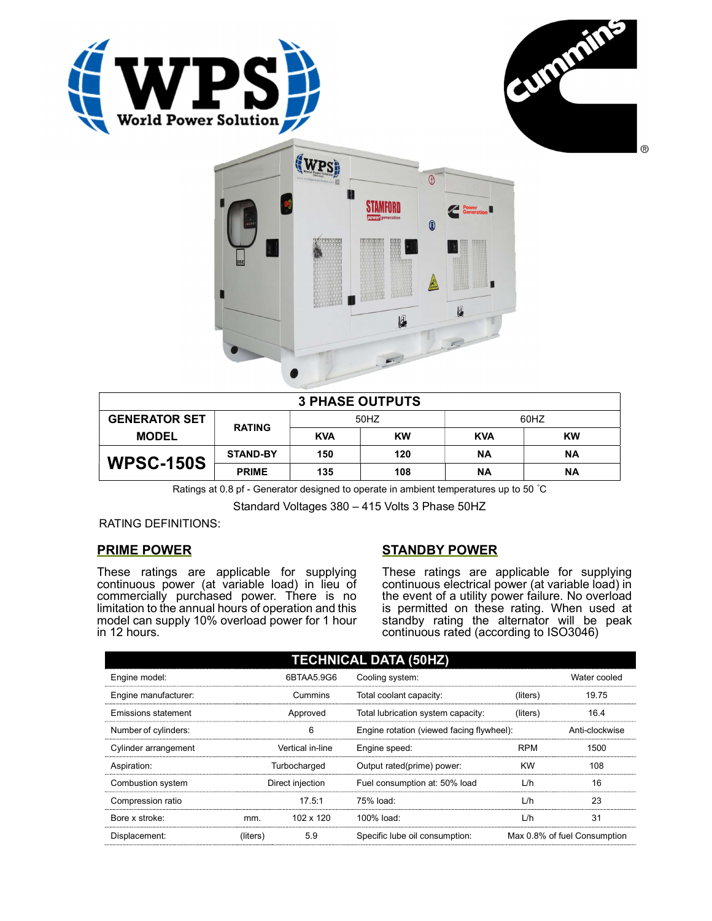# WPS World Power Solution

Cummins

| 3 PHASE OUTPUTS | | | | | |
|---|---|---|---|---|---|
| GENERATOR SET MODEL | RATING | 50HZ | | 60HZ | |
| | | KVA | KW | KVA | KW |
| WPSC-150S | STAND-BY | 150 | 120 | NA | NA |
| | PRIME | 135 | 108 | NA | NA |

Ratings at 0.8 pf - Generator designed to operate in ambient temperatures up to 50 ˚C

Standard Voltages 380 – 415 Volts 3 Phase 50HZ

RATING DEFINITIONS:

## PRIME POWER

These ratings are applicable for supplying continuous power (at variable load) in lieu of commercially purchased power. There is no limitation to the annual hours of operation and this model can supply 10% overload power for 1 hour in 12 hours.

## STANDBY POWER

These ratings are applicable for supplying continuous electrical power (at variable load) in the event of a utility power failure. No overload is permitted on these rating. When used at standby rating the alternator will be peak continuous rated (according to ISO3046)

## TECHNICAL DATA (50HZ)

| | | | | | |
|---|---|---|---|---|---|
| Engine model: | | 6BTAA5.9G6 | Cooling system: | | Water cooled |
| Engine manufacturer: | | Cummins | Total coolant capacity: | (liters) | 19.75 |
| Emissions statement | | Approved | Total lubrication system capacity: | (liters) | 16.4 |
| Number of cylinders: | | 6 | Engine rotation (viewed facing flywheel): | | Anti-clockwise |
| Cylinder arrangement | | Vertical in-line | Engine speed: | RPM | 1500 |
| Aspiration: | | Turbocharged | Output rated(prime) power: | KW | 108 |
| Combustion system | | Direct injection | Fuel consumption at: 50% load | L/h | 16 |
| Compression ratio | | 17.5:1 | 75% load: | L/h | 23 |
| Bore x stroke: | mm. | 102 x 120 | 100% load: | L/h | 31 |
| Displacement: | (liters) | 5.9 | Specific lube oil consumption: | | Max 0.8% of fuel Consumption |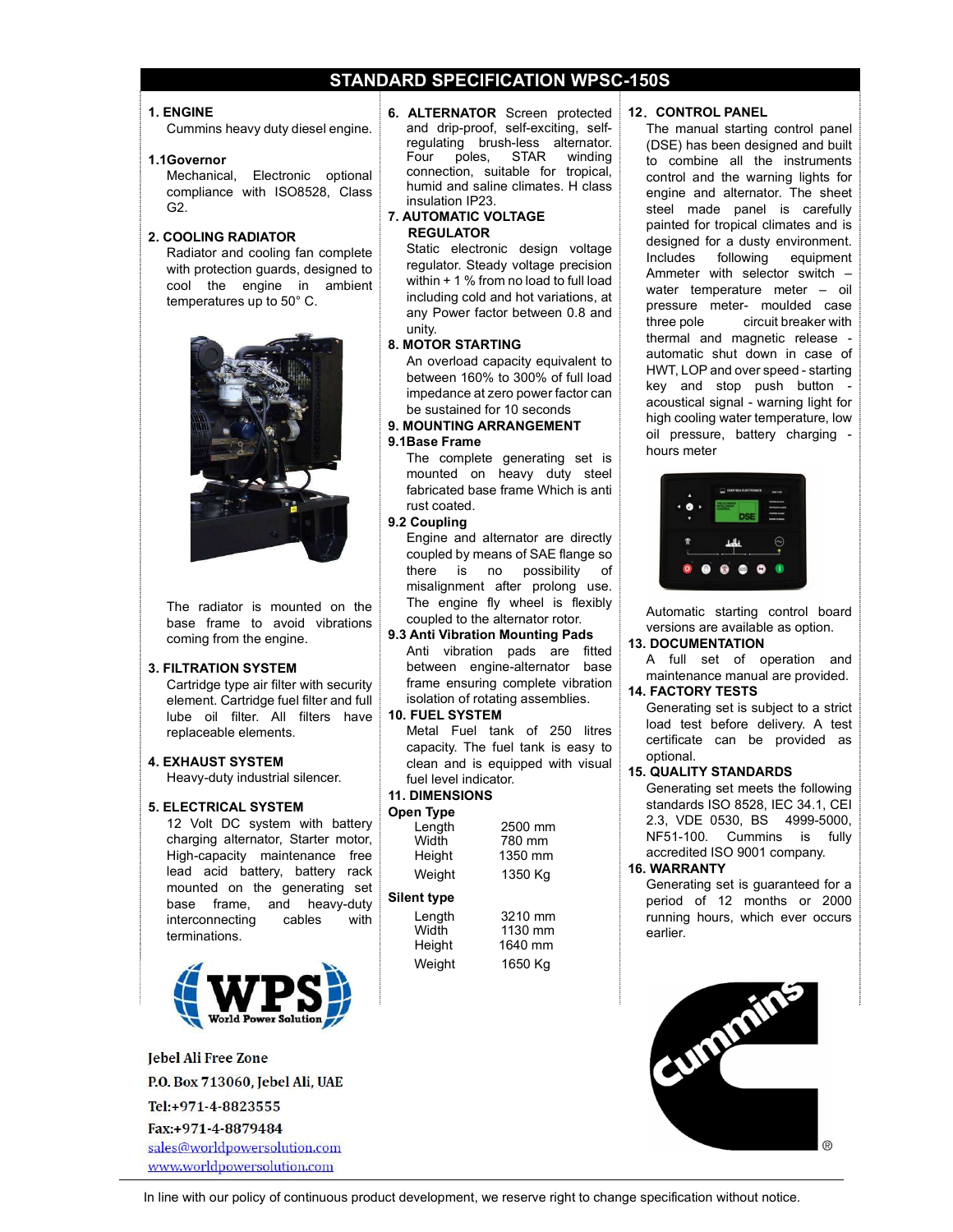# STANDARD SPECIFICATION WPSC-150S

### 1. ENGINE

Cummins heavy duty diesel engine.

### 1.1Governor

Mechanical, Electronic optional compliance with ISO8528, Class G2.

### 2. COOLING RADIATOR

Radiator and cooling fan complete with protection guards, designed to cool the engine in ambient temperatures up to 50° C.

The radiator is mounted on the base frame to avoid vibrations coming from the engine.

### 3. FILTRATION SYSTEM

Cartridge type air filter with security element. Cartridge fuel filter and full lube oil filter. All filters have replaceable elements.

### 4. EXHAUST SYSTEM

Heavy-duty industrial silencer.

### 5. ELECTRICAL SYSTEM

12 Volt DC system with battery charging alternator, Starter motor, High-capacity maintenance free lead acid battery, battery rack mounted on the generating set base frame, and heavy-duty interconnecting cables with terminations.

### 6. ALTERNATOR

Screen protected and drip-proof, self-exciting, self-regulating brush-less alternator. Four poles, STAR winding connection, suitable for tropical, humid and saline climates. H class insulation IP23.

### 7. AUTOMATIC VOLTAGE REGULATOR

Static electronic design voltage regulator. Steady voltage precision within + 1 % from no load to full load including cold and hot variations, at any Power factor between 0.8 and unity.

### 8. MOTOR STARTING

An overload capacity equivalent to between 160% to 300% of full load impedance at zero power factor can be sustained for 10 seconds

### 9. MOUNTING ARRANGEMENT

### 9.1Base Frame

The complete generating set is mounted on heavy duty steel fabricated base frame Which is anti rust coated.

### 9.2 Coupling

Engine and alternator are directly coupled by means of SAE flange so there is no possibility of misalignment after prolong use. The engine fly wheel is flexibly coupled to the alternator rotor.

### 9.3 Anti Vibration Mounting Pads

Anti vibration pads are fitted between engine-alternator base frame ensuring complete vibration isolation of rotating assemblies.

### 10. FUEL SYSTEM

Metal Fuel tank of 250 litres capacity. The fuel tank is easy to clean and is equipped with visual fuel level indicator.

### 11. DIMENSIONS

**Open Type**

| | |
|---|---|
| Length | 2500 mm |
| Width | 780 mm |
| Height | 1350 mm |
| Weight | 1350 Kg |

**Silent type**

| | |
|---|---|
| Length | 3210 mm |
| Width | 1130 mm |
| Height | 1640 mm |
| Weight | 1650 Kg |

### 12. CONTROL PANEL

The manual starting control panel (DSE) has been designed and built to combine all the instruments control and the warning lights for engine and alternator. The sheet steel made panel is carefully painted for tropical climates and is designed for a dusty environment. Includes following equipment Ammeter with selector switch – water temperature meter – oil pressure meter- moulded case three pole circuit breaker with thermal and magnetic release - automatic shut down in case of HWT, LOP and over speed - starting key and stop push button - acoustical signal - warning light for high cooling water temperature, low oil pressure, battery charging - hours meter

Automatic starting control board versions are available as option.

### 13. DOCUMENTATION

A full set of operation and maintenance manual are provided.

### 14. FACTORY TESTS

Generating set is subject to a strict load test before delivery. A test certificate can be provided as optional.

### 15. QUALITY STANDARDS

Generating set meets the following standards ISO 8528, IEC 34.1, CEI 2.3, VDE 0530, BS 4999-5000, NF51-100. Cummins is fully accredited ISO 9001 company.

### 16. WARRANTY

Generating set is guaranteed for a period of 12 months or 2000 running hours, which ever occurs earlier.

WPS World Power Solution

Jebel Ali Free Zone
P.O. Box 713060, Jebel Ali, UAE
Tel:+971-4-8823555
Fax:+971-4-8879484
sales@worldpowersolution.com
www.worldpowersolution.com

Cummins®

In line with our policy of continuous product development, we reserve right to change specification without notice.